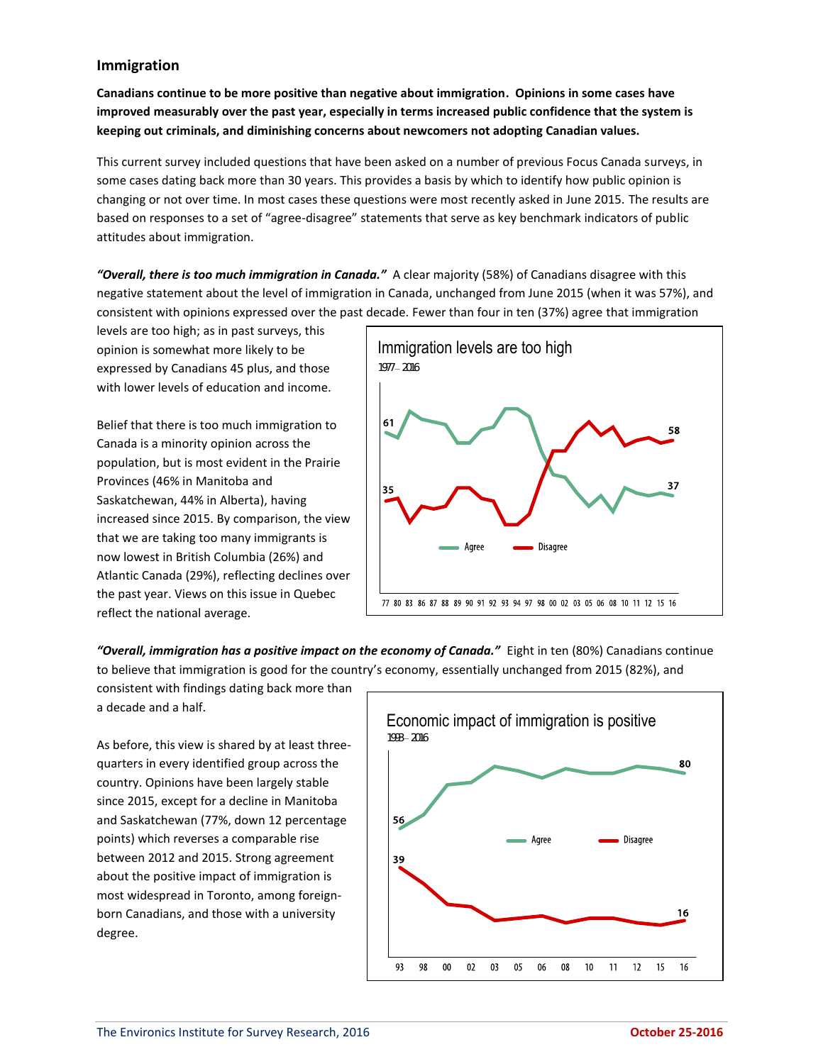## Immigration

**Canadians continue to be more positive than negative about immigration. Opinions in some cases have improved measurably over the past year, especially in terms increased public confidence that the system is keeping out criminals, and diminishing concerns about newcomers not adopting Canadian values.**

This current survey included questions that have been asked on a number of previous Focus Canada surveys, in some cases dating back more than 30 years. This provides a basis by which to identify how public opinion is changing or not over time. In most cases these questions were most recently asked in June 2015. The results are based on responses to a set of "agree-disagree" statements that serve as key benchmark indicators of public attitudes about immigration.

***"Overall, there is too much immigration in Canada."*** A clear majority (58%) of Canadians disagree with this negative statement about the level of immigration in Canada, unchanged from June 2015 (when it was 57%), and consistent with opinions expressed over the past decade. Fewer than four in ten (37%) agree that immigration levels are too high; as in past surveys, this opinion is somewhat more likely to be expressed by Canadians 45 plus, and those with lower levels of education and income.

Belief that there is too much immigration to Canada is a minority opinion across the population, but is most evident in the Prairie Provinces (46% in Manitoba and Saskatchewan, 44% in Alberta), having increased since 2015. By comparison, the view that we are taking too many immigrants is now lowest in British Columbia (26%) and Atlantic Canada (29%), reflecting declines over the past year. Views on this issue in Quebec reflect the national average.

**Immigration levels are too high**
1977 – 2016

***"Overall, immigration has a positive impact on the economy of Canada."*** Eight in ten (80%) Canadians continue to believe that immigration is good for the country's economy, essentially unchanged from 2015 (82%), and consistent with findings dating back more than a decade and a half.

As before, this view is shared by at least three-quarters in every identified group across the country. Opinions have been largely stable since 2015, except for a decline in Manitoba and Saskatchewan (77%, down 12 percentage points) which reverses a comparable rise between 2012 and 2015. Strong agreement about the positive impact of immigration is most widespread in Toronto, among foreign-born Canadians, and those with a university degree.

**Economic impact of immigration is positive**
1993 – 2016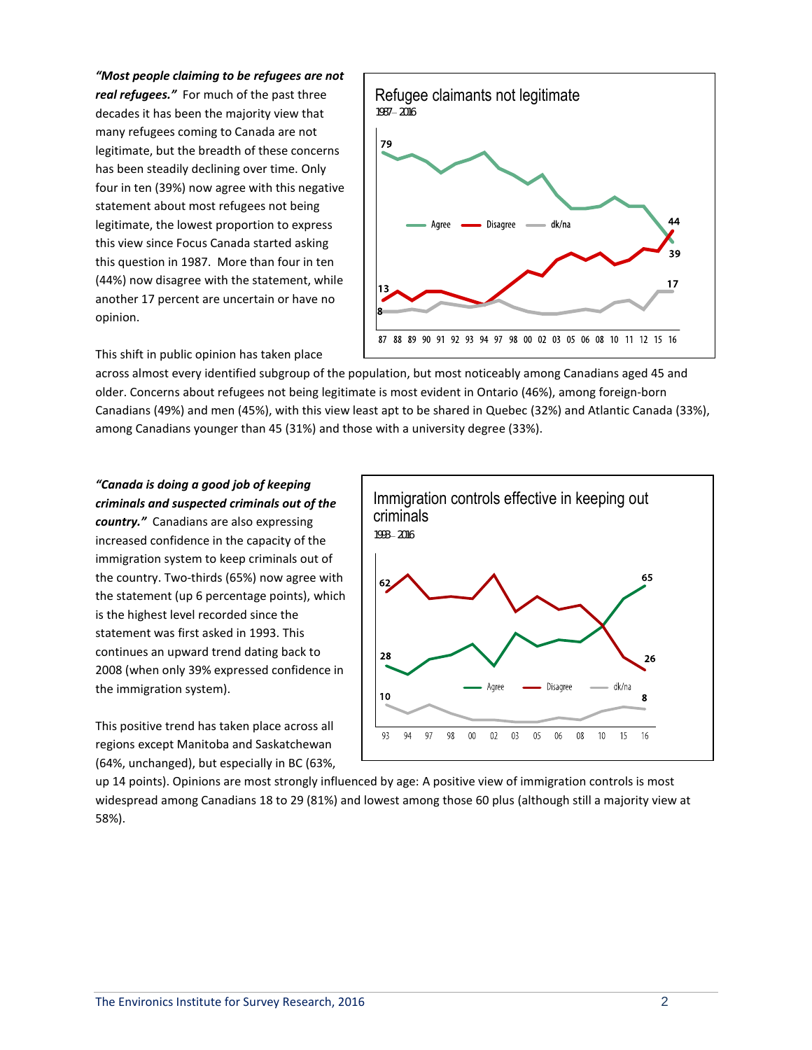***"Most people claiming to be refugees are not real refugees."*** For much of the past three decades it has been the majority view that many refugees coming to Canada are not legitimate, but the breadth of these concerns has been steadily declining over time. Only four in ten (39%) now agree with this negative statement about most refugees not being legitimate, the lowest proportion to express this view since Focus Canada started asking this question in 1987. More than four in ten (44%) now disagree with the statement, while another 17 percent are uncertain or have no opinion.

This shift in public opinion has taken place across almost every identified subgroup of the population, but most noticeably among Canadians aged 45 and older. Concerns about refugees not being legitimate is most evident in Ontario (46%), among foreign-born Canadians (49%) and men (45%), with this view least apt to be shared in Quebec (32%) and Atlantic Canada (33%), among Canadians younger than 45 (31%) and those with a university degree (33%).

***"Canada is doing a good job of keeping criminals and suspected criminals out of the country."*** Canadians are also expressing increased confidence in the capacity of the immigration system to keep criminals out of the country. Two-thirds (65%) now agree with the statement (up 6 percentage points), which is the highest level recorded since the statement was first asked in 1993. This continues an upward trend dating back to 2008 (when only 39% expressed confidence in the immigration system).

This positive trend has taken place across all regions except Manitoba and Saskatchewan (64%, unchanged), but especially in BC (63%, up 14 points). Opinions are most strongly influenced by age: A positive view of immigration controls is most widespread among Canadians 18 to 29 (81%) and lowest among those 60 plus (although still a majority view at 58%).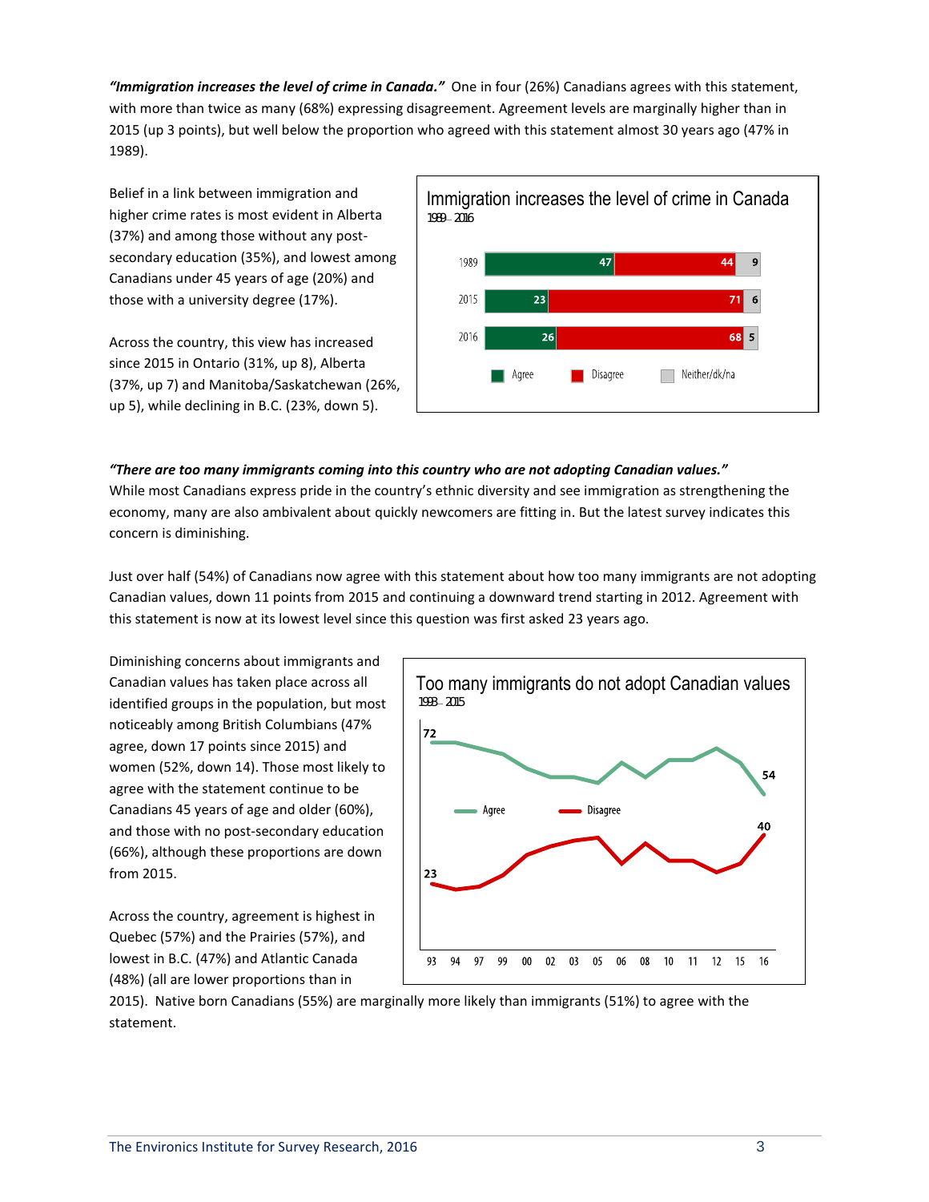***"Immigration increases the level of crime in Canada."*** One in four (26%) Canadians agrees with this statement, with more than twice as many (68%) expressing disagreement. Agreement levels are marginally higher than in 2015 (up 3 points), but well below the proportion who agreed with this statement almost 30 years ago (47% in 1989).

Belief in a link between immigration and higher crime rates is most evident in Alberta (37%) and among those without any post-secondary education (35%), and lowest among Canadians under 45 years of age (20%) and those with a university degree (17%).

Across the country, this view has increased since 2015 in Ontario (31%, up 8), Alberta (37%, up 7) and Manitoba/Saskatchewan (26%, up 5), while declining in B.C. (23%, down 5).

**Immigration increases the level of crime in Canada**
1989 – 2016

| Year | Agree | Disagree | Neither/dk/na |
|---|---|---|---|
| 1989 | 47 | 44 | 9 |
| 2015 | 23 | 71 | 6 |
| 2016 | 26 | 68 | 5 |

***"There are too many immigrants coming into this country who are not adopting Canadian values."*** While most Canadians express pride in the country's ethnic diversity and see immigration as strengthening the economy, many are also ambivalent about quickly newcomers are fitting in. But the latest survey indicates this concern is diminishing.

Just over half (54%) of Canadians now agree with this statement about how too many immigrants are not adopting Canadian values, down 11 points from 2015 and continuing a downward trend starting in 2012. Agreement with this statement is now at its lowest level since this question was first asked 23 years ago.

Diminishing concerns about immigrants and Canadian values has taken place across all identified groups in the population, but most noticeably among British Columbians (47% agree, down 17 points since 2015) and women (52%, down 14). Those most likely to agree with the statement continue to be Canadians 45 years of age and older (60%), and those with no post-secondary education (66%), although these proportions are down from 2015.

**Too many immigrants do not adopt Canadian values**
1993 – 2015

| | 93 | 16 |
|---|---|---|
| Agree | 72 | 54 |
| Disagree | 23 | 40 |

Across the country, agreement is highest in Quebec (57%) and the Prairies (57%), and lowest in B.C. (47%) and Atlantic Canada (48%) (all are lower proportions than in 2015). Native born Canadians (55%) are marginally more likely than immigrants (51%) to agree with the statement.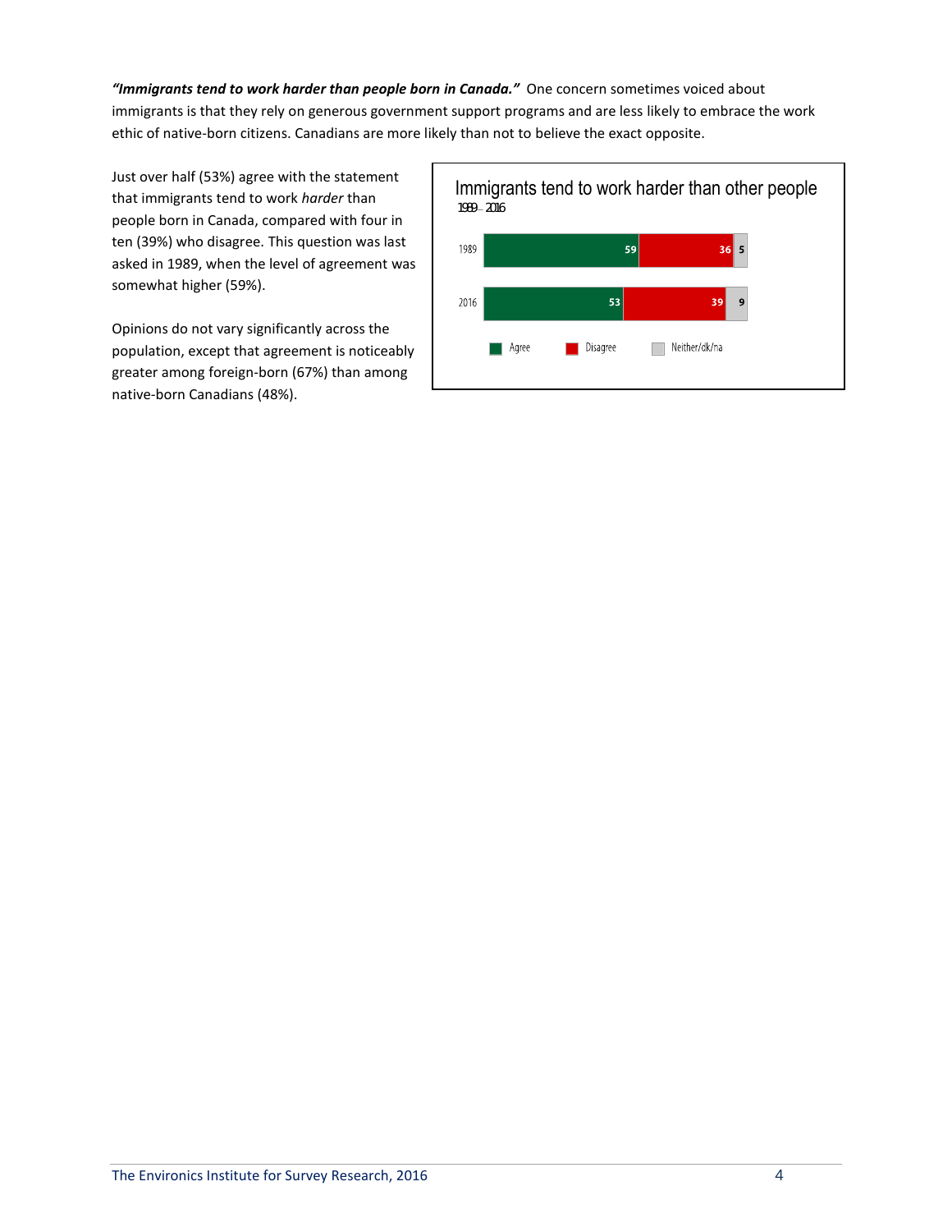***"Immigrants tend to work harder than people born in Canada."*** One concern sometimes voiced about immigrants is that they rely on generous government support programs and are less likely to embrace the work ethic of native-born citizens. Canadians are more likely than not to believe the exact opposite.

Just over half (53%) agree with the statement that immigrants tend to work *harder* than people born in Canada, compared with four in ten (39%) who disagree. This question was last asked in 1989, when the level of agreement was somewhat higher (59%).

Opinions do not vary significantly across the population, except that agreement is noticeably greater among foreign-born (67%) than among native-born Canadians (48%).

Immigrants tend to work harder than other people
1989 – 2016

1989
59
36
5

2016
53
39
9

Agree
Disagree
Neither/dk/na